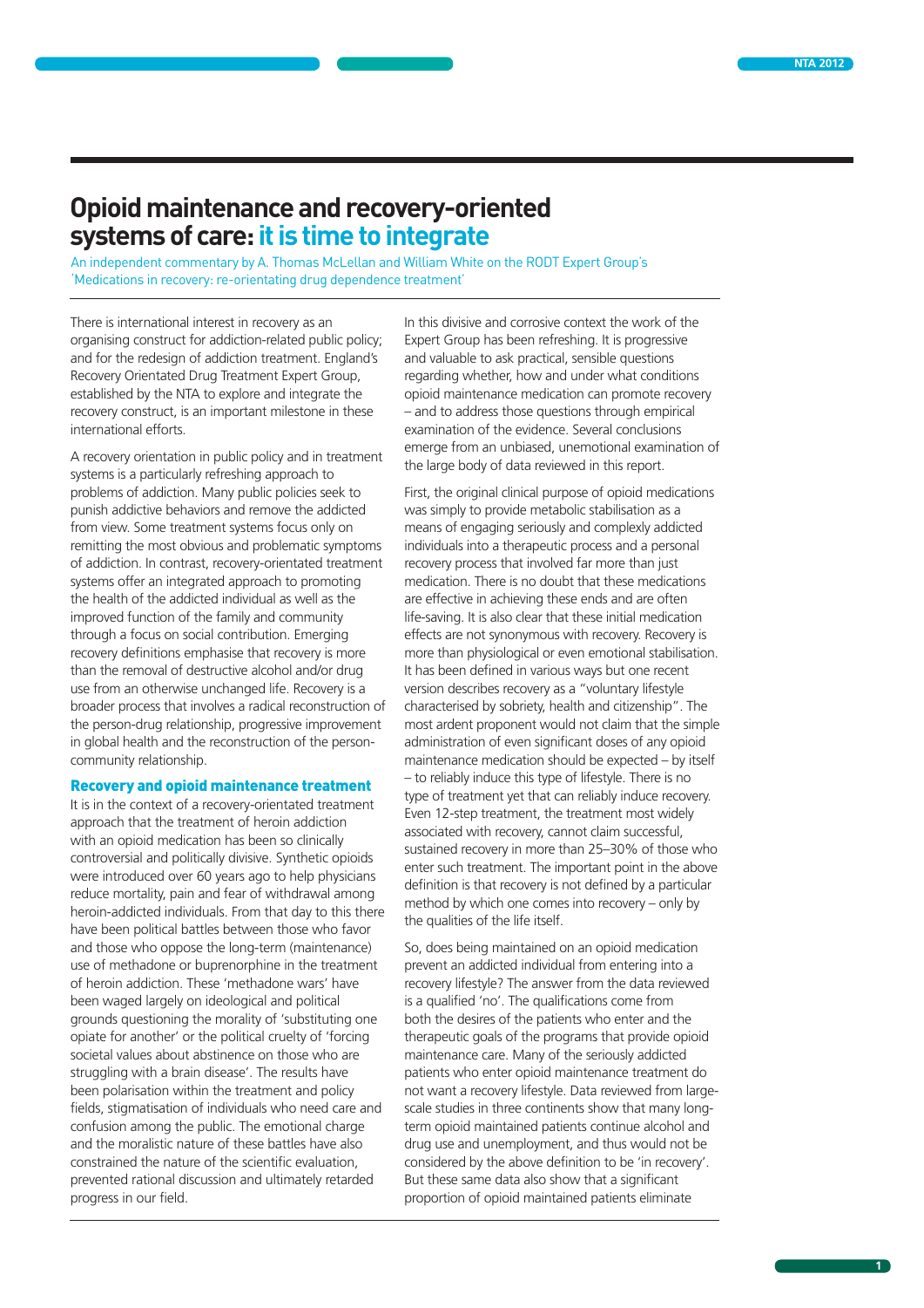# Opioid maintenance and recovery-oriented systems of care: it is time to integrate

An independent commentary by A. Thomas McLellan and William White on the RODT Expert Group's 'Medications in recovery: re-orientating drug dependence treatment'

There is international interest in recovery as an organising construct for addiction-related public policy; and for the redesign of addiction treatment. England's Recovery Orientated Drug Treatment Expert Group, established by the NTA to explore and integrate the recovery construct, is an important milestone in these international efforts.

A recovery orientation in public policy and in treatment systems is a particularly refreshing approach to problems of addiction. Many public policies seek to punish addictive behaviors and remove the addicted from view. Some treatment systems focus only on remitting the most obvious and problematic symptoms of addiction. In contrast, recovery-orientated treatment systems offer an integrated approach to promoting the health of the addicted individual as well as the improved function of the family and community through a focus on social contribution. Emerging recovery definitions emphasise that recovery is more than the removal of destructive alcohol and/or drug use from an otherwise unchanged life. Recovery is a broader process that involves a radical reconstruction of the person-drug relationship, progressive improvement in global health and the reconstruction of the person-community relationship.

## Recovery and opioid maintenance treatment

It is in the context of a recovery-orientated treatment approach that the treatment of heroin addiction with an opioid medication has been so clinically controversial and politically divisive. Synthetic opioids were introduced over 60 years ago to help physicians reduce mortality, pain and fear of withdrawal among heroin-addicted individuals. From that day to this there have been political battles between those who favor and those who oppose the long-term (maintenance) use of methadone or buprenorphine in the treatment of heroin addiction. These 'methadone wars' have been waged largely on ideological and political grounds questioning the morality of 'substituting one opiate for another' or the political cruelty of 'forcing societal values about abstinence on those who are struggling with a brain disease'. The results have been polarisation within the treatment and policy fields, stigmatisation of individuals who need care and confusion among the public. The emotional charge and the moralistic nature of these battles have also constrained the nature of the scientific evaluation, prevented rational discussion and ultimately retarded progress in our field.

In this divisive and corrosive context the work of the Expert Group has been refreshing. It is progressive and valuable to ask practical, sensible questions regarding whether, how and under what conditions opioid maintenance medication can promote recovery – and to address those questions through empirical examination of the evidence. Several conclusions emerge from an unbiased, unemotional examination of the large body of data reviewed in this report.

First, the original clinical purpose of opioid medications was simply to provide metabolic stabilisation as a means of engaging seriously and complexly addicted individuals into a therapeutic process and a personal recovery process that involved far more than just medication. There is no doubt that these medications are effective in achieving these ends and are often life-saving. It is also clear that these initial medication effects are not synonymous with recovery. Recovery is more than physiological or even emotional stabilisation. It has been defined in various ways but one recent version describes recovery as a "voluntary lifestyle characterised by sobriety, health and citizenship". The most ardent proponent would not claim that the simple administration of even significant doses of any opioid maintenance medication should be expected – by itself – to reliably induce this type of lifestyle. There is no type of treatment yet that can reliably induce recovery. Even 12-step treatment, the treatment most widely associated with recovery, cannot claim successful, sustained recovery in more than 25–30% of those who enter such treatment. The important point in the above definition is that recovery is not defined by a particular method by which one comes into recovery – only by the qualities of the life itself.

So, does being maintained on an opioid medication prevent an addicted individual from entering into a recovery lifestyle? The answer from the data reviewed is a qualified 'no'. The qualifications come from both the desires of the patients who enter and the therapeutic goals of the programs that provide opioid maintenance care. Many of the seriously addicted patients who enter opioid maintenance treatment do not want a recovery lifestyle. Data reviewed from large-scale studies in three continents show that many long-term opioid maintained patients continue alcohol and drug use and unemployment, and thus would not be considered by the above definition to be 'in recovery'. But these same data also show that a significant proportion of opioid maintained patients eliminate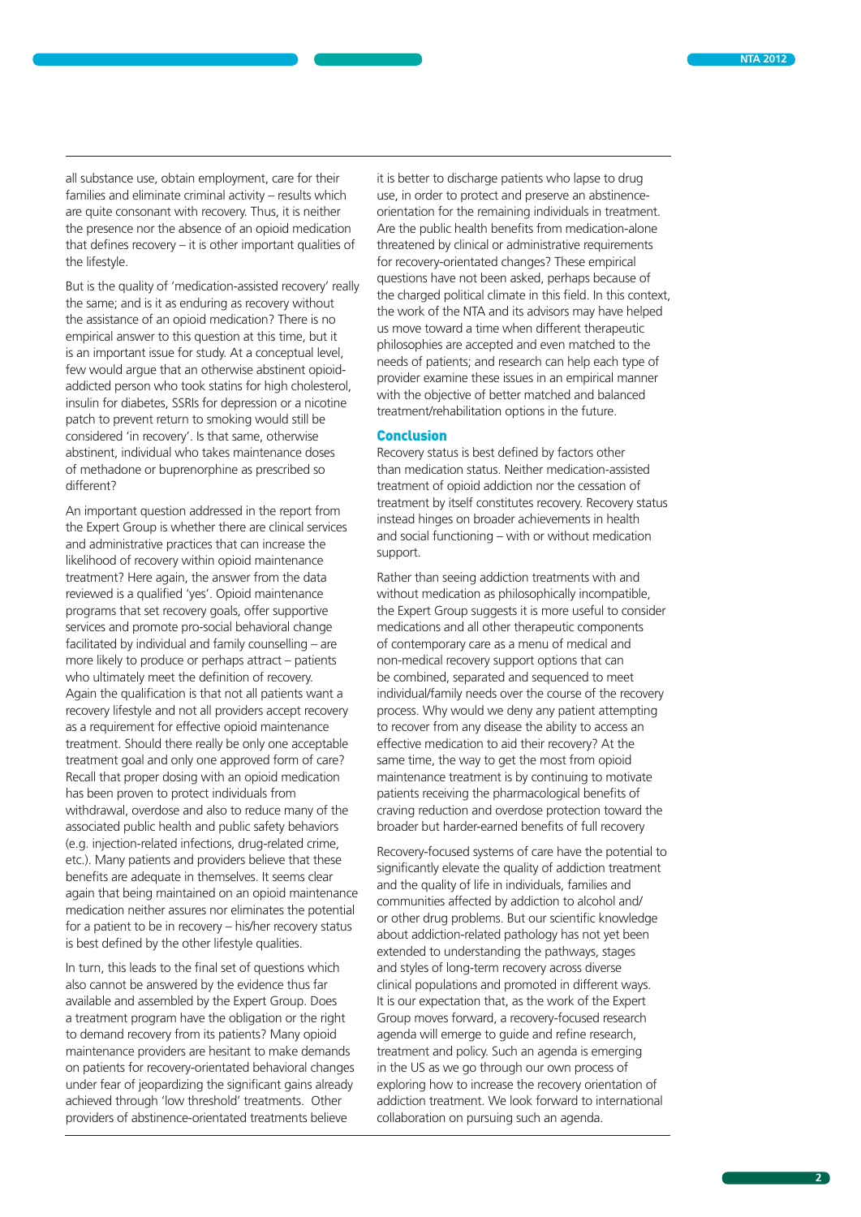all substance use, obtain employment, care for their families and eliminate criminal activity – results which are quite consonant with recovery. Thus, it is neither the presence nor the absence of an opioid medication that defines recovery – it is other important qualities of the lifestyle.

But is the quality of 'medication-assisted recovery' really the same; and is it as enduring as recovery without the assistance of an opioid medication? There is no empirical answer to this question at this time, but it is an important issue for study. At a conceptual level, few would argue that an otherwise abstinent opioid-addicted person who took statins for high cholesterol, insulin for diabetes, SSRIs for depression or a nicotine patch to prevent return to smoking would still be considered 'in recovery'. Is that same, otherwise abstinent, individual who takes maintenance doses of methadone or buprenorphine as prescribed so different?

An important question addressed in the report from the Expert Group is whether there are clinical services and administrative practices that can increase the likelihood of recovery within opioid maintenance treatment? Here again, the answer from the data reviewed is a qualified 'yes'. Opioid maintenance programs that set recovery goals, offer supportive services and promote pro-social behavioral change facilitated by individual and family counselling – are more likely to produce or perhaps attract – patients who ultimately meet the definition of recovery. Again the qualification is that not all patients want a recovery lifestyle and not all providers accept recovery as a requirement for effective opioid maintenance treatment. Should there really be only one acceptable treatment goal and only one approved form of care? Recall that proper dosing with an opioid medication has been proven to protect individuals from withdrawal, overdose and also to reduce many of the associated public health and public safety behaviors (e.g. injection-related infections, drug-related crime, etc.). Many patients and providers believe that these benefits are adequate in themselves. It seems clear again that being maintained on an opioid maintenance medication neither assures nor eliminates the potential for a patient to be in recovery – his/her recovery status is best defined by the other lifestyle qualities.

In turn, this leads to the final set of questions which also cannot be answered by the evidence thus far available and assembled by the Expert Group. Does a treatment program have the obligation or the right to demand recovery from its patients? Many opioid maintenance providers are hesitant to make demands on patients for recovery-orientated behavioral changes under fear of jeopardizing the significant gains already achieved through 'low threshold' treatments. Other providers of abstinence-orientated treatments believe it is better to discharge patients who lapse to drug use, in order to protect and preserve an abstinence-orientation for the remaining individuals in treatment. Are the public health benefits from medication-alone threatened by clinical or administrative requirements for recovery-orientated changes? These empirical questions have not been asked, perhaps because of the charged political climate in this field. In this context, the work of the NTA and its advisors may have helped us move toward a time when different therapeutic philosophies are accepted and even matched to the needs of patients; and research can help each type of provider examine these issues in an empirical manner with the objective of better matched and balanced treatment/rehabilitation options in the future.

## Conclusion

Recovery status is best defined by factors other than medication status. Neither medication-assisted treatment of opioid addiction nor the cessation of treatment by itself constitutes recovery. Recovery status instead hinges on broader achievements in health and social functioning – with or without medication support.

Rather than seeing addiction treatments with and without medication as philosophically incompatible, the Expert Group suggests it is more useful to consider medications and all other therapeutic components of contemporary care as a menu of medical and non-medical recovery support options that can be combined, separated and sequenced to meet individual/family needs over the course of the recovery process. Why would we deny any patient attempting to recover from any disease the ability to access an effective medication to aid their recovery? At the same time, the way to get the most from opioid maintenance treatment is by continuing to motivate patients receiving the pharmacological benefits of craving reduction and overdose protection toward the broader but harder-earned benefits of full recovery

Recovery-focused systems of care have the potential to significantly elevate the quality of addiction treatment and the quality of life in individuals, families and communities affected by addiction to alcohol and/or other drug problems. But our scientific knowledge about addiction-related pathology has not yet been extended to understanding the pathways, stages and styles of long-term recovery across diverse clinical populations and promoted in different ways. It is our expectation that, as the work of the Expert Group moves forward, a recovery-focused research agenda will emerge to guide and refine research, treatment and policy. Such an agenda is emerging in the US as we go through our own process of exploring how to increase the recovery orientation of addiction treatment. We look forward to international collaboration on pursuing such an agenda.